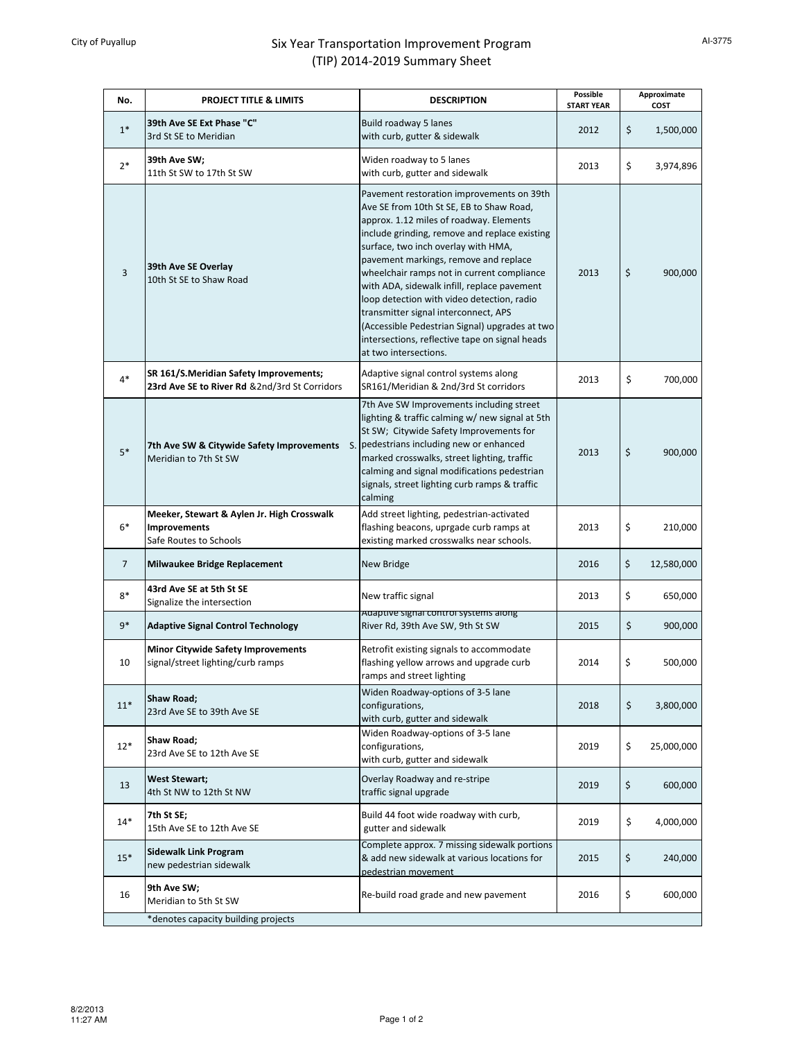City of Puyallup

AI-3775

# Six Year Transportation Improvement Program (TIP) 2014-2019 Summary Sheet

| No. | PROJECT TITLE & LIMITS | DESCRIPTION | Possible START YEAR | Approximate COST |
|---|---|---|---|---|
| 1* | **39th Ave SE Ext Phase "C"** 3rd St SE to Meridian | Build roadway 5 lanes with curb, gutter & sidewalk | 2012 | $ 1,500,000 |
| 2* | **39th Ave SW;** 11th St SW to 17th St SW | Widen roadway to 5 lanes with curb, gutter and sidewalk | 2013 | $ 3,974,896 |
| 3 | **39th Ave SE Overlay** 10th St SE to Shaw Road | Pavement restoration improvements on 39th Ave SE from 10th St SE, EB to Shaw Road, approx. 1.12 miles of roadway. Elements include grinding, remove and replace existing surface, two inch overlay with HMA, pavement markings, remove and replace wheelchair ramps not in current compliance with ADA, sidewalk infill, replace pavement loop detection with video detection, radio transmitter signal interconnect, APS (Accessible Pedestrian Signal) upgrades at two intersections, reflective tape on signal heads at two intersections. | 2013 | $ 900,000 |
| 4* | **SR 161/S.Meridian Safety Improvements; 23rd Ave SE to River Rd** &2nd/3rd St Corridors | Adaptive signal control systems along SR161/Meridian & 2nd/3rd St corridors | 2013 | $ 700,000 |
| 5* | **7th Ave SW & Citywide Safety Improvements** S. Meridian to 7th St SW | 7th Ave SW Improvements including street lighting & traffic calming w/ new signal at 5th St SW; Citywide Safety Improvements for pedestrians including new or enhanced marked crosswalks, street lighting, traffic calming and signal modifications pedestrian signals, street lighting curb ramps & traffic calming | 2013 | $ 900,000 |
| 6* | **Meeker, Stewart & Aylen Jr. High Crosswalk Improvements** Safe Routes to Schools | Add street lighting, pedestrian-activated flashing beacons, uprgade curb ramps at existing marked crosswalks near schools. | 2013 | $ 210,000 |
| 7 | **Milwaukee Bridge Replacement** | New Bridge | 2016 | $ 12,580,000 |
| 8* | **43rd Ave SE at 5th St SE** Signalize the intersection | New traffic signal | 2013 | $ 650,000 |
| 9* | **Adaptive Signal Control Technology** | Adaptive signal control systems along River Rd, 39th Ave SW, 9th St SW | 2015 | $ 900,000 |
| 10 | **Minor Citywide Safety Improvements** signal/street lighting/curb ramps | Retrofit existing signals to accommodate flashing yellow arrows and upgrade curb ramps and street lighting | 2014 | $ 500,000 |
| 11* | **Shaw Road;** 23rd Ave SE to 39th Ave SE | Widen Roadway-options of 3-5 lane configurations, with curb, gutter and sidewalk | 2018 | $ 3,800,000 |
| 12* | **Shaw Road;** 23rd Ave SE to 12th Ave SE | Widen Roadway-options of 3-5 lane configurations, with curb, gutter and sidewalk | 2019 | $ 25,000,000 |
| 13 | **West Stewart;** 4th St NW to 12th St NW | Overlay Roadway and re-stripe traffic signal upgrade | 2019 | $ 600,000 |
| 14* | **7th St SE;** 15th Ave SE to 12th Ave SE | Build 44 foot wide roadway with curb, gutter and sidewalk | 2019 | $ 4,000,000 |
| 15* | **Sidewalk Link Program** new pedestrian sidewalk | Complete approx. 7 missing sidewalk portions & add new sidewalk at various locations for pedestrian movement | 2015 | $ 240,000 |
| 16 | **9th Ave SW;** Meridian to 5th St SW | Re-build road grade and new pavement | 2016 | $ 600,000 |
| | *denotes capacity building projects | | | |

8/2/2013
11:27 AM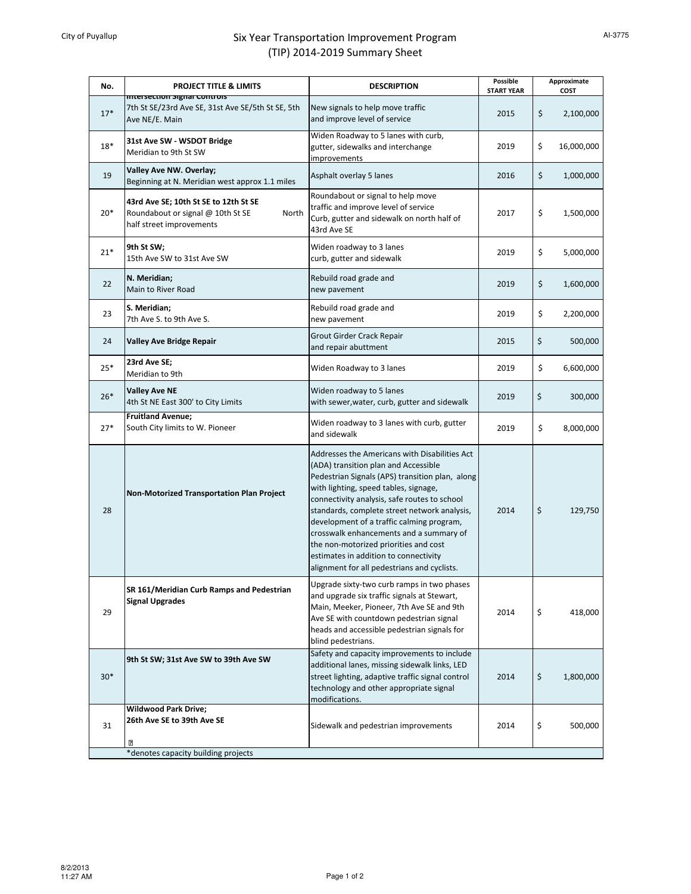City of Puyallup

# Six Year Transportation Improvement Program (TIP) 2014-2019 Summary Sheet

AI-3775

| No. | PROJECT TITLE & LIMITS | DESCRIPTION | Possible START YEAR | Approximate COST |
|---|---|---|---|---|
| 17* | **Intersection Signal Controls** 7th St SE/23rd Ave SE, 31st Ave SE/5th St SE, 5th Ave NE/E. Main | New signals to help move traffic and improve level of service | 2015 | $ 2,100,000 |
| 18* | **31st Ave SW - WSDOT Bridge** Meridian to 9th St SW | Widen Roadway to 5 lanes with curb, gutter, sidewalks and interchange improvements | 2019 | $ 16,000,000 |
| 19 | **Valley Ave NW. Overlay;** Beginning at N. Meridian west approx 1.1 miles | Asphalt overlay 5 lanes | 2016 | $ 1,000,000 |
| 20* | **43rd Ave SE; 10th St SE to 12th St SE** Roundabout or signal @ 10th St SE North half street improvements | Roundabout or signal to help move traffic and improve level of service Curb, gutter and sidewalk on north half of 43rd Ave SE | 2017 | $ 1,500,000 |
| 21* | **9th St SW;** 15th Ave SW to 31st Ave SW | Widen roadway to 3 lanes curb, gutter and sidewalk | 2019 | $ 5,000,000 |
| 22 | **N. Meridian;** Main to River Road | Rebuild road grade and new pavement | 2019 | $ 1,600,000 |
| 23 | **S. Meridian;** 7th Ave S. to 9th Ave S. | Rebuild road grade and new pavement | 2019 | $ 2,200,000 |
| 24 | **Valley Ave Bridge Repair** | Grout Girder Crack Repair and repair abuttment | 2015 | $ 500,000 |
| 25* | **23rd Ave SE;** Meridian to 9th | Widen Roadway to 3 lanes | 2019 | $ 6,600,000 |
| 26* | **Valley Ave NE** 4th St NE East 300' to City Limits | Widen roadway to 5 lanes with sewer,water, curb, gutter and sidewalk | 2019 | $ 300,000 |
| 27* | **Fruitland Avenue;** South City limits to W. Pioneer | Widen roadway to 3 lanes with curb, gutter and sidewalk | 2019 | $ 8,000,000 |
| 28 | **Non-Motorized Transportation Plan Project** | Addresses the Americans with Disabilities Act (ADA) transition plan and Accessible Pedestrian Signals (APS) transition plan, along with lighting, speed tables, signage, connectivity analysis, safe routes to school standards, complete street network analysis, development of a traffic calming program, crosswalk enhancements and a summary of the non-motorized priorities and cost estimates in addition to connectivity alignment for all pedestrians and cyclists. | 2014 | $ 129,750 |
| 29 | **SR 161/Meridian Curb Ramps and Pedestrian Signal Upgrades** | Upgrade sixty-two curb ramps in two phases and upgrade six traffic signals at Stewart, Main, Meeker, Pioneer, 7th Ave SE and 9th Ave SE with countdown pedestrian signal heads and accessible pedestrian signals for blind pedestrians. | 2014 | $ 418,000 |
| 30* | **9th St SW; 31st Ave SW to 39th Ave SW** | Safety and capacity improvements to include additional lanes, missing sidewalk links, LED street lighting, adaptive traffic signal control technology and other appropriate signal modifications. | 2014 | $ 1,800,000 |
| 31 | **Wildwood Park Drive; 26th Ave SE to 39th Ave SE** | Sidewalk and pedestrian improvements | 2014 | $ 500,000 |

*denotes capacity building projects

8/2/2013
11:27 AM